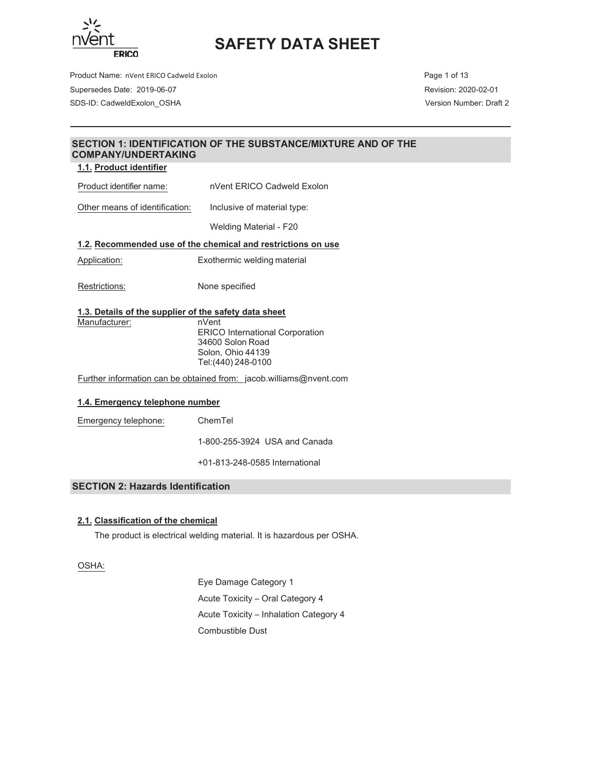# SAFETY DATA SHEET

Product Name: nVent ERICO Cadweld Exolon
Supersedes Date: 2019-06-07
SDS-ID: CadweldExolon_OSHA

Revision: 2020-02-01
Version Number: Draft 2

## SECTION 1: IDENTIFICATION OF THE SUBSTANCE/MIXTURE AND OF THE COMPANY/UNDERTAKING

### 1.1. Product identifier

Product identifier name: nVent ERICO Cadweld Exolon

Other means of identification: Inclusive of material type:

Welding Material - F20

### 1.2. Recommended use of the chemical and restrictions on use

Application: Exothermic welding material

Restrictions: None specified

### 1.3. Details of the supplier of the safety data sheet

Manufacturer:
nVent
ERICO International Corporation
34600 Solon Road
Solon, Ohio 44139
Tel:(440) 248-0100

Further information can be obtained from: jacob.williams@nvent.com

### 1.4. Emergency telephone number

Emergency telephone: ChemTel

1-800-255-3924 USA and Canada

+01-813-248-0585 International

## SECTION 2: Hazards Identification

### 2.1. Classification of the chemical

The product is electrical welding material. It is hazardous per OSHA.

OSHA:

- Eye Damage Category 1
- Acute Toxicity – Oral Category 4
- Acute Toxicity – Inhalation Category 4
- Combustible Dust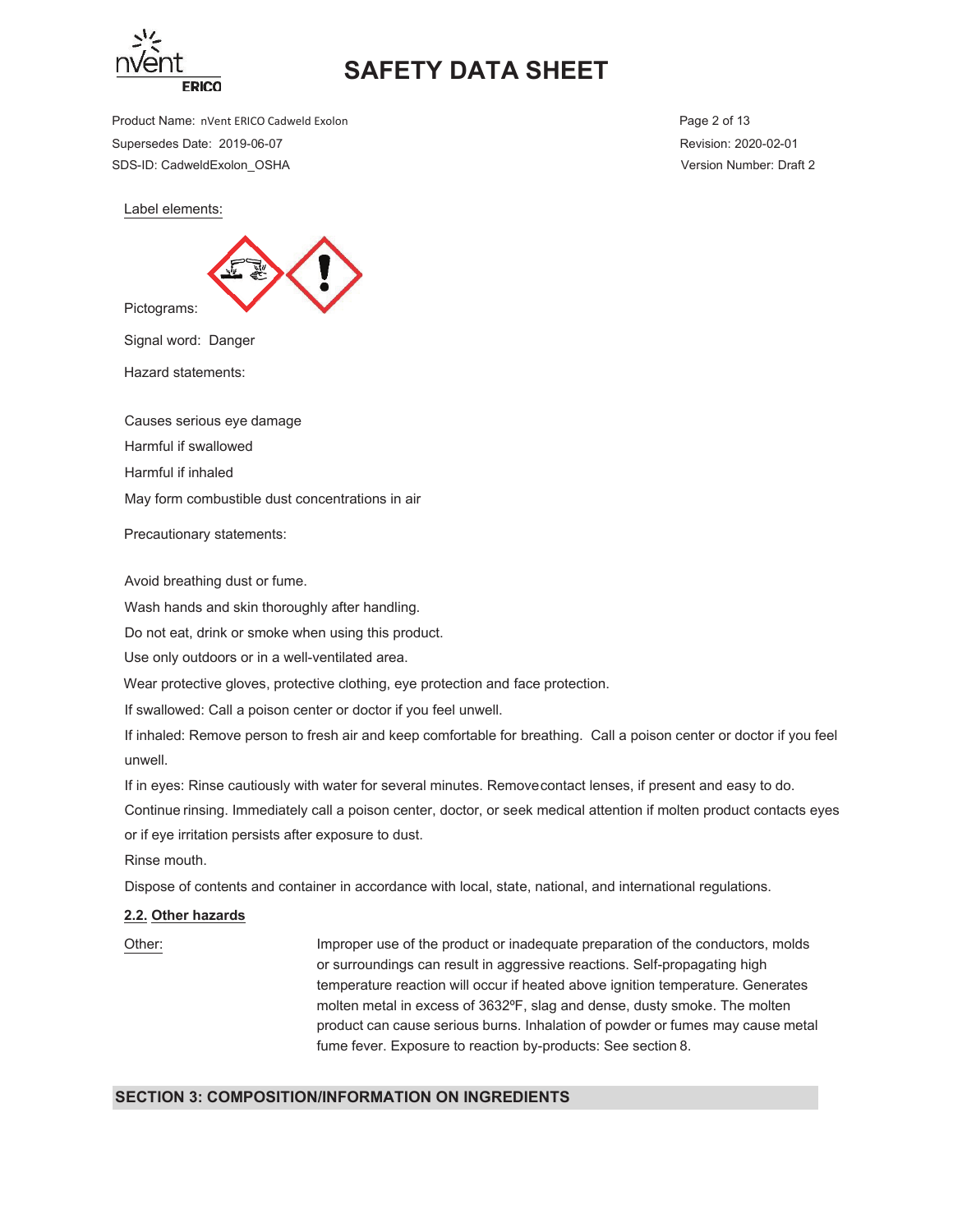Label elements:

Pictograms:

Signal word: Danger

Hazard statements:

Causes serious eye damage

Harmful if swallowed

Harmful if inhaled

May form combustible dust concentrations in air

Precautionary statements:

Avoid breathing dust or fume.

Wash hands and skin thoroughly after handling.

Do not eat, drink or smoke when using this product.

Use only outdoors or in a well-ventilated area.

Wear protective gloves, protective clothing, eye protection and face protection.

If swallowed: Call a poison center or doctor if you feel unwell.

If inhaled: Remove person to fresh air and keep comfortable for breathing. Call a poison center or doctor if you feel unwell.

If in eyes: Rinse cautiously with water for several minutes. Remove contact lenses, if present and easy to do. Continue rinsing. Immediately call a poison center, doctor, or seek medical attention if molten product contacts eyes or if eye irritation persists after exposure to dust.

Rinse mouth.

Dispose of contents and container in accordance with local, state, national, and international regulations.

**2.2. Other hazards**

Other: Improper use of the product or inadequate preparation of the conductors, molds or surroundings can result in aggressive reactions. Self-propagating high temperature reaction will occur if heated above ignition temperature. Generates molten metal in excess of 3632ºF, slag and dense, dusty smoke. The molten product can cause serious burns. Inhalation of powder or fumes may cause metal fume fever. Exposure to reaction by-products: See section 8.

## SECTION 3: COMPOSITION/INFORMATION ON INGREDIENTS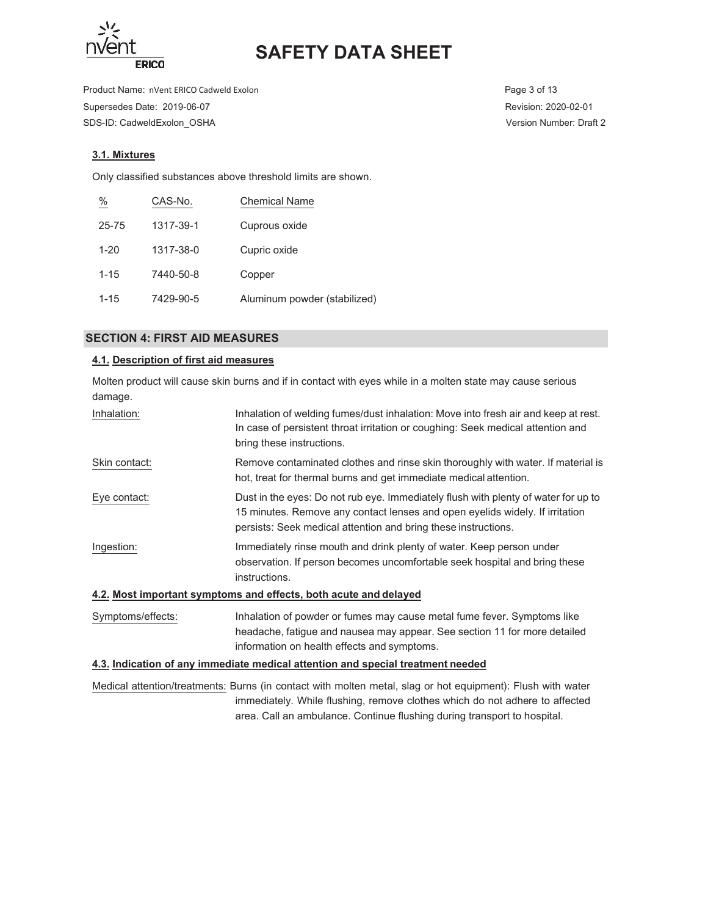### 3.1. Mixtures

Only classified substances above threshold limits are shown.

| % | CAS-No. | Chemical Name |
|---|---|---|
| 25-75 | 1317-39-1 | Cuprous oxide |
| 1-20 | 1317-38-0 | Cupric oxide |
| 1-15 | 7440-50-8 | Copper |
| 1-15 | 7429-90-5 | Aluminum powder (stabilized) |

## SECTION 4: FIRST AID MEASURES

### 4.1. Description of first aid measures

Molten product will cause skin burns and if in contact with eyes while in a molten state may cause serious damage.

**Inhalation:** Inhalation of welding fumes/dust inhalation: Move into fresh air and keep at rest. In case of persistent throat irritation or coughing: Seek medical attention and bring these instructions.

**Skin contact:** Remove contaminated clothes and rinse skin thoroughly with water. If material is hot, treat for thermal burns and get immediate medical attention.

**Eye contact:** Dust in the eyes: Do not rub eye. Immediately flush with plenty of water for up to 15 minutes. Remove any contact lenses and open eyelids widely. If irritation persists: Seek medical attention and bring these instructions.

**Ingestion:** Immediately rinse mouth and drink plenty of water. Keep person under observation. If person becomes uncomfortable seek hospital and bring these instructions.

### 4.2. Most important symptoms and effects, both acute and delayed

**Symptoms/effects:** Inhalation of powder or fumes may cause metal fume fever. Symptoms like headache, fatigue and nausea may appear. See section 11 for more detailed information on health effects and symptoms.

### 4.3. Indication of any immediate medical attention and special treatment needed

**Medical attention/treatments:** Burns (in contact with molten metal, slag or hot equipment): Flush with water immediately. While flushing, remove clothes which do not adhere to affected area. Call an ambulance. Continue flushing during transport to hospital.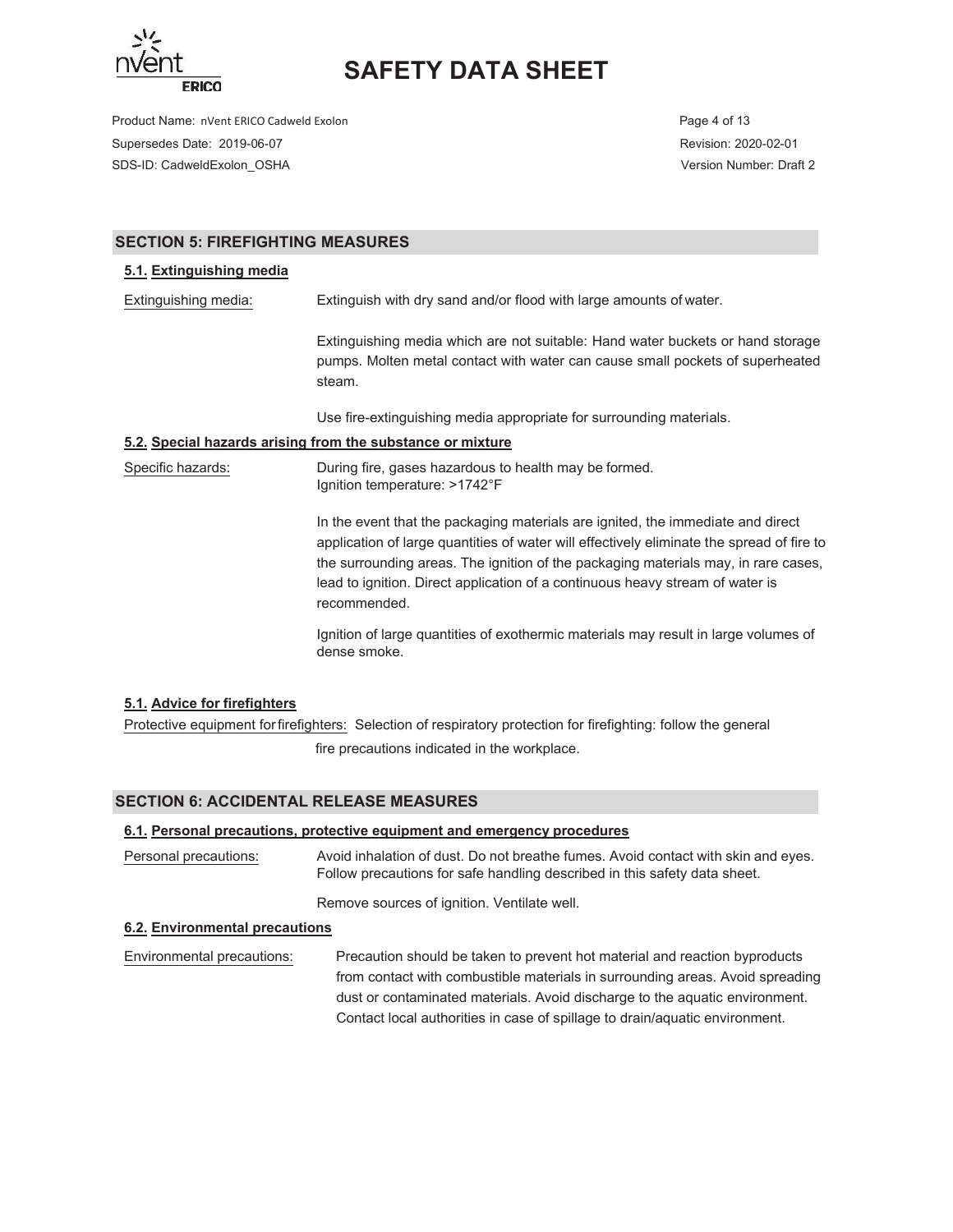## SECTION 5: FIREFIGHTING MEASURES

### 5.1. Extinguishing media

Extinguishing media: Extinguish with dry sand and/or flood with large amounts of water.

Extinguishing media which are not suitable: Hand water buckets or hand storage pumps. Molten metal contact with water can cause small pockets of superheated steam.

Use fire-extinguishing media appropriate for surrounding materials.

### 5.2. Special hazards arising from the substance or mixture

Specific hazards: During fire, gases hazardous to health may be formed.
Ignition temperature: >1742°F

In the event that the packaging materials are ignited, the immediate and direct application of large quantities of water will effectively eliminate the spread of fire to the surrounding areas. The ignition of the packaging materials may, in rare cases, lead to ignition. Direct application of a continuous heavy stream of water is recommended.

Ignition of large quantities of exothermic materials may result in large volumes of dense smoke.

### 5.1. Advice for firefighters

Protective equipment for firefighters: Selection of respiratory protection for firefighting: follow the general fire precautions indicated in the workplace.

## SECTION 6: ACCIDENTAL RELEASE MEASURES

### 6.1. Personal precautions, protective equipment and emergency procedures

Personal precautions: Avoid inhalation of dust. Do not breathe fumes. Avoid contact with skin and eyes. Follow precautions for safe handling described in this safety data sheet.

Remove sources of ignition. Ventilate well.

### 6.2. Environmental precautions

Environmental precautions: Precaution should be taken to prevent hot material and reaction byproducts from contact with combustible materials in surrounding areas. Avoid spreading dust or contaminated materials. Avoid discharge to the aquatic environment. Contact local authorities in case of spillage to drain/aquatic environment.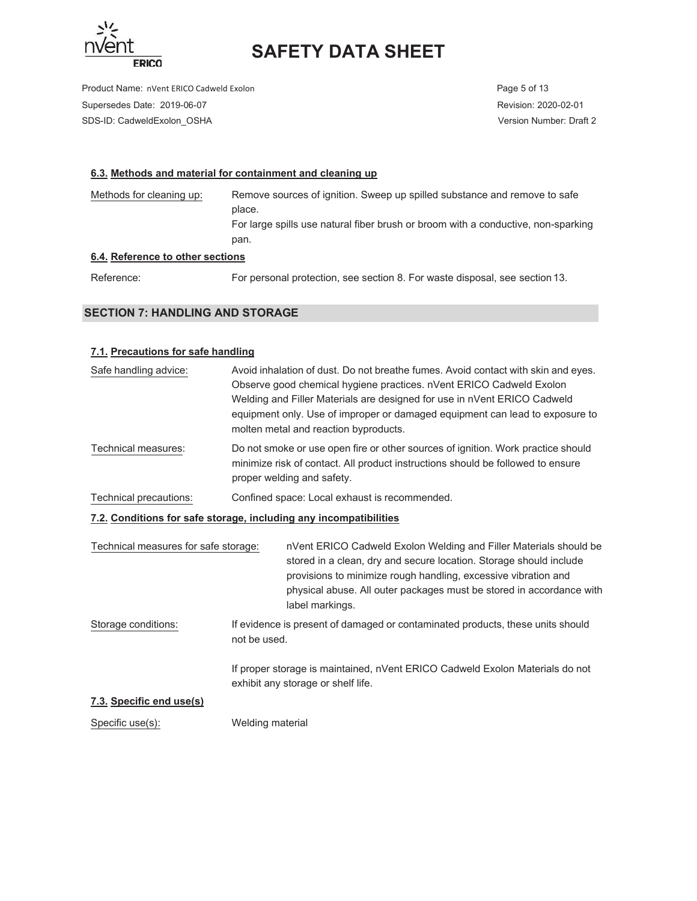### 6.3. Methods and material for containment and cleaning up

Methods for cleaning up: Remove sources of ignition. Sweep up spilled substance and remove to safe place.
For large spills use natural fiber brush or broom with a conductive, non-sparking pan.

### 6.4. Reference to other sections

Reference: For personal protection, see section 8. For waste disposal, see section 13.

## SECTION 7: HANDLING AND STORAGE

### 7.1. Precautions for safe handling

Safe handling advice: Avoid inhalation of dust. Do not breathe fumes. Avoid contact with skin and eyes. Observe good chemical hygiene practices. nVent ERICO Cadweld Exolon Welding and Filler Materials are designed for use in nVent ERICO Cadweld equipment only. Use of improper or damaged equipment can lead to exposure to molten metal and reaction byproducts.

Technical measures: Do not smoke or use open fire or other sources of ignition. Work practice should minimize risk of contact. All product instructions should be followed to ensure proper welding and safety.

Technical precautions: Confined space: Local exhaust is recommended.

### 7.2. Conditions for safe storage, including any incompatibilities

Technical measures for safe storage: nVent ERICO Cadweld Exolon Welding and Filler Materials should be stored in a clean, dry and secure location. Storage should include provisions to minimize rough handling, excessive vibration and physical abuse. All outer packages must be stored in accordance with label markings.

Storage conditions: If evidence is present of damaged or contaminated products, these units should not be used.

If proper storage is maintained, nVent ERICO Cadweld Exolon Materials do not exhibit any storage or shelf life.

### 7.3. Specific end use(s)

Specific use(s): Welding material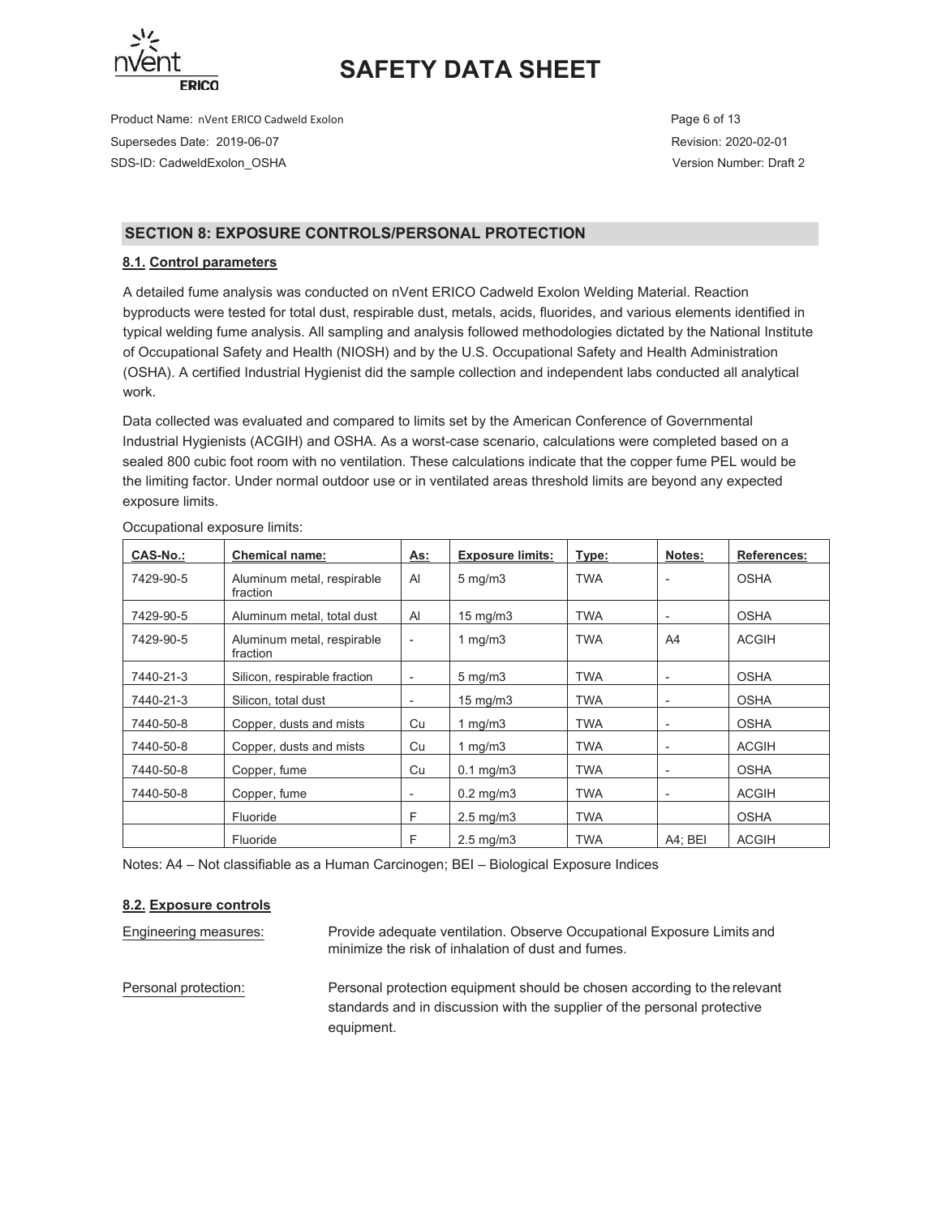## SECTION 8: EXPOSURE CONTROLS/PERSONAL PROTECTION

### 8.1. Control parameters

A detailed fume analysis was conducted on nVent ERICO Cadweld Exolon Welding Material. Reaction byproducts were tested for total dust, respirable dust, metals, acids, fluorides, and various elements identified in typical welding fume analysis. All sampling and analysis followed methodologies dictated by the National Institute of Occupational Safety and Health (NIOSH) and by the U.S. Occupational Safety and Health Administration (OSHA). A certified Industrial Hygienist did the sample collection and independent labs conducted all analytical work.

Data collected was evaluated and compared to limits set by the American Conference of Governmental Industrial Hygienists (ACGIH) and OSHA. As a worst-case scenario, calculations were completed based on a sealed 800 cubic foot room with no ventilation. These calculations indicate that the copper fume PEL would be the limiting factor. Under normal outdoor use or in ventilated areas threshold limits are beyond any expected exposure limits.

Occupational exposure limits:

| CAS-No.: | Chemical name: | As: | Exposure limits: | Type: | Notes: | References: |
|---|---|---|---|---|---|---|
| 7429-90-5 | Aluminum metal, respirable fraction | Al | 5 mg/m3 | TWA | - | OSHA |
| 7429-90-5 | Aluminum metal, total dust | Al | 15 mg/m3 | TWA | - | OSHA |
| 7429-90-5 | Aluminum metal, respirable fraction | - | 1 mg/m3 | TWA | A4 | ACGIH |
| 7440-21-3 | Silicon, respirable fraction | - | 5 mg/m3 | TWA | - | OSHA |
| 7440-21-3 | Silicon, total dust | - | 15 mg/m3 | TWA | - | OSHA |
| 7440-50-8 | Copper, dusts and mists | Cu | 1 mg/m3 | TWA | - | OSHA |
| 7440-50-8 | Copper, dusts and mists | Cu | 1 mg/m3 | TWA | - | ACGIH |
| 7440-50-8 | Copper, fume | Cu | 0.1 mg/m3 | TWA | - | OSHA |
| 7440-50-8 | Copper, fume | - | 0.2 mg/m3 | TWA | - | ACGIH |
| | Fluoride | F | 2.5 mg/m3 | TWA | | OSHA |
| | Fluoride | F | 2.5 mg/m3 | TWA | A4; BEI | ACGIH |

Notes: A4 – Not classifiable as a Human Carcinogen; BEI – Biological Exposure Indices

### 8.2. Exposure controls

Engineering measures: Provide adequate ventilation. Observe Occupational Exposure Limits and minimize the risk of inhalation of dust and fumes.

Personal protection: Personal protection equipment should be chosen according to the relevant standards and in discussion with the supplier of the personal protective equipment.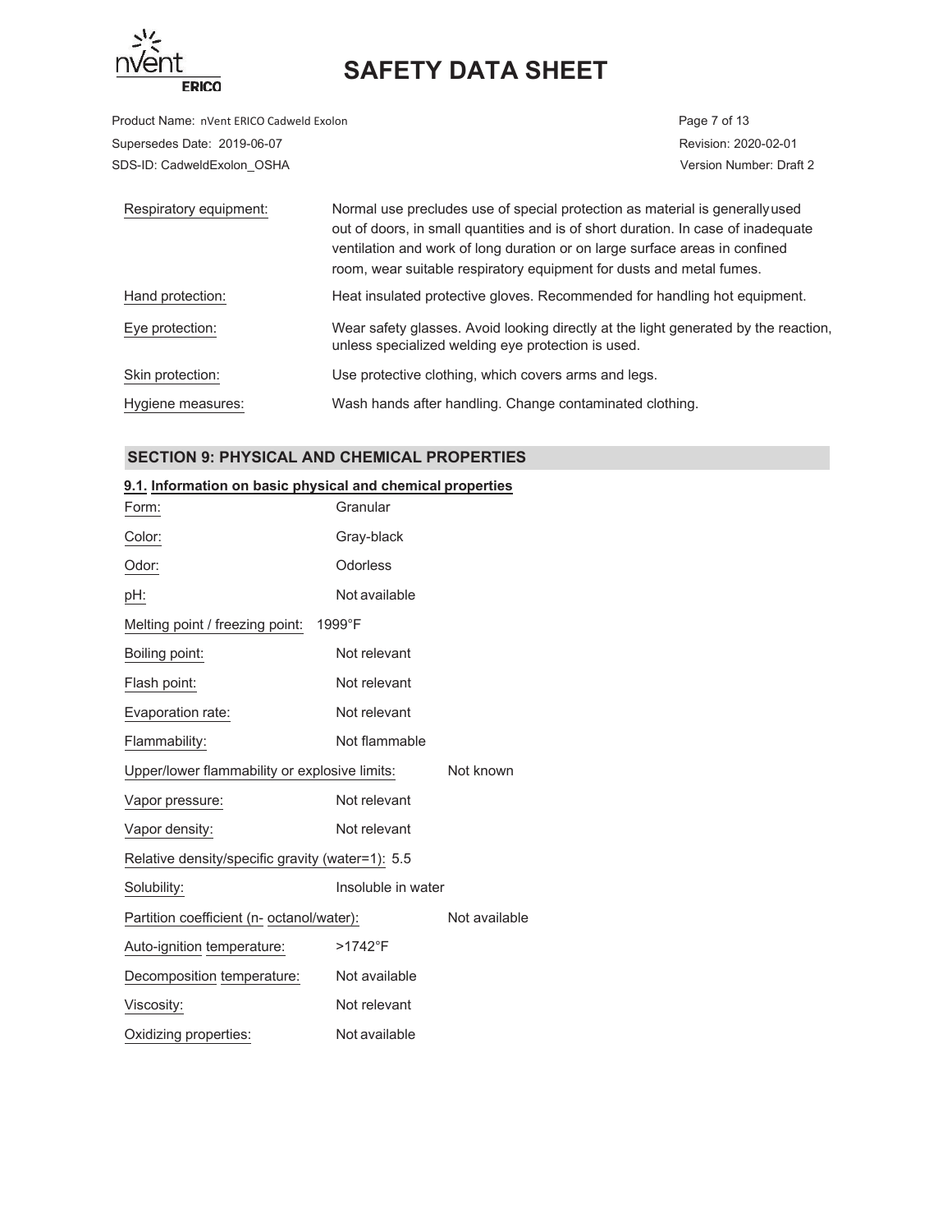| | |
|---|---|
| Respiratory equipment: | Normal use precludes use of special protection as material is generally used out of doors, in small quantities and is of short duration. In case of inadequate ventilation and work of long duration or on large surface areas in confined room, wear suitable respiratory equipment for dusts and metal fumes. |
| Hand protection: | Heat insulated protective gloves. Recommended for handling hot equipment. |
| Eye protection: | Wear safety glasses. Avoid looking directly at the light generated by the reaction, unless specialized welding eye protection is used. |
| Skin protection: | Use protective clothing, which covers arms and legs. |
| Hygiene measures: | Wash hands after handling. Change contaminated clothing. |

## SECTION 9: PHYSICAL AND CHEMICAL PROPERTIES

### 9.1. Information on basic physical and chemical properties

| | |
|---|---|
| Form: | Granular |
| Color: | Gray-black |
| Odor: | Odorless |
| pH: | Not available |
| Melting point / freezing point: | 1999°F |
| Boiling point: | Not relevant |
| Flash point: | Not relevant |
| Evaporation rate: | Not relevant |
| Flammability: | Not flammable |
| Upper/lower flammability or explosive limits: | Not known |
| Vapor pressure: | Not relevant |
| Vapor density: | Not relevant |
| Relative density/specific gravity (water=1): | 5.5 |
| Solubility: | Insoluble in water |
| Partition coefficient (n- octanol/water): | Not available |
| Auto-ignition temperature: | >1742°F |
| Decomposition temperature: | Not available |
| Viscosity: | Not relevant |
| Oxidizing properties: | Not available |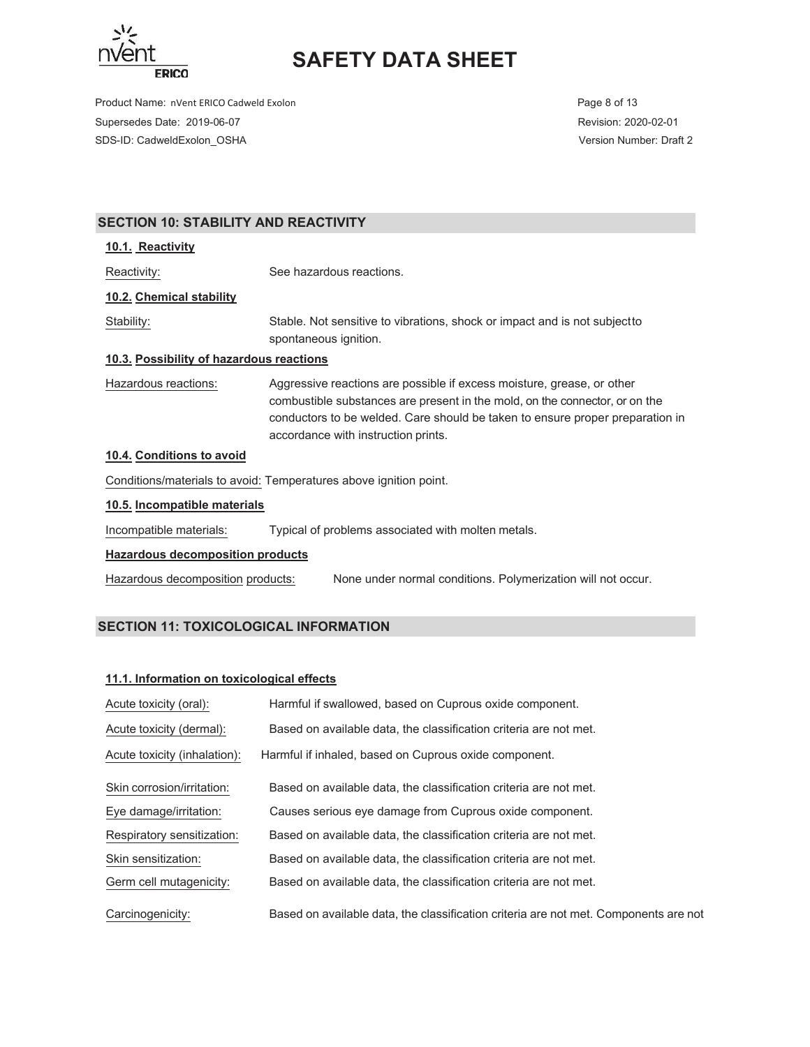## SECTION 10: STABILITY AND REACTIVITY

### 10.1. Reactivity

Reactivity: See hazardous reactions.

### 10.2. Chemical stability

Stability: Stable. Not sensitive to vibrations, shock or impact and is not subjectto spontaneous ignition.

### 10.3. Possibility of hazardous reactions

Hazardous reactions: Aggressive reactions are possible if excess moisture, grease, or other combustible substances are present in the mold, on the connector, or on the conductors to be welded. Care should be taken to ensure proper preparation in accordance with instruction prints.

### 10.4. Conditions to avoid

Conditions/materials to avoid: Temperatures above ignition point.

### 10.5. Incompatible materials

Incompatible materials: Typical of problems associated with molten metals.

### Hazardous decomposition products

Hazardous decomposition products: None under normal conditions. Polymerization will not occur.

## SECTION 11: TOXICOLOGICAL INFORMATION

### 11.1. Information on toxicological effects

Acute toxicity (oral): Harmful if swallowed, based on Cuprous oxide component.

Acute toxicity (dermal): Based on available data, the classification criteria are not met.

Acute toxicity (inhalation): Harmful if inhaled, based on Cuprous oxide component.

Skin corrosion/irritation: Based on available data, the classification criteria are not met.

Eye damage/irritation: Causes serious eye damage from Cuprous oxide component.

Respiratory sensitization: Based on available data, the classification criteria are not met.

Skin sensitization: Based on available data, the classification criteria are not met.

Germ cell mutagenicity: Based on available data, the classification criteria are not met.

Carcinogenicity: Based on available data, the classification criteria are not met. Components are not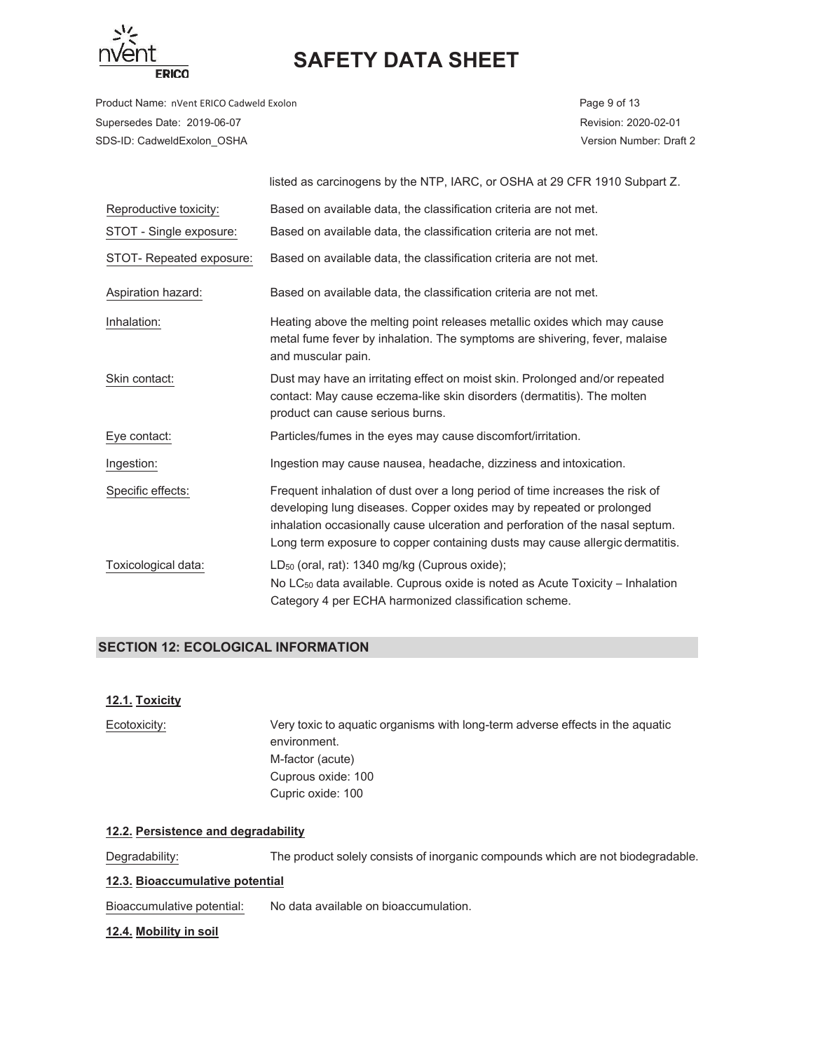listed as carcinogens by the NTP, IARC, or OSHA at 29 CFR 1910 Subpart Z.

| | |
|---|---|
| Reproductive toxicity: | Based on available data, the classification criteria are not met. |
| STOT - Single exposure: | Based on available data, the classification criteria are not met. |
| STOT- Repeated exposure: | Based on available data, the classification criteria are not met. |
| Aspiration hazard: | Based on available data, the classification criteria are not met. |
| Inhalation: | Heating above the melting point releases metallic oxides which may cause metal fume fever by inhalation. The symptoms are shivering, fever, malaise and muscular pain. |
| Skin contact: | Dust may have an irritating effect on moist skin. Prolonged and/or repeated contact: May cause eczema-like skin disorders (dermatitis). The molten product can cause serious burns. |
| Eye contact: | Particles/fumes in the eyes may cause discomfort/irritation. |
| Ingestion: | Ingestion may cause nausea, headache, dizziness and intoxication. |
| Specific effects: | Frequent inhalation of dust over a long period of time increases the risk of developing lung diseases. Copper oxides may by repeated or prolonged inhalation occasionally cause ulceration and perforation of the nasal septum. Long term exposure to copper containing dusts may cause allergic dermatitis. |
| Toxicological data: | $LD_{50}$ (oral, rat): 1340 mg/kg (Cuprous oxide); No $LC_{50}$ data available. Cuprous oxide is noted as Acute Toxicity – Inhalation Category 4 per ECHA harmonized classification scheme. |

## SECTION 12: ECOLOGICAL INFORMATION

### 12.1. Toxicity

| | |
|---|---|
| Ecotoxicity: | Very toxic to aquatic organisms with long-term adverse effects in the aquatic environment.<br>M-factor (acute)<br>Cuprous oxide: 100<br>Cupric oxide: 100 |

### 12.2. Persistence and degradability

| | |
|---|---|
| Degradability: | The product solely consists of inorganic compounds which are not biodegradable. |

### 12.3. Bioaccumulative potential

| | |
|---|---|
| Bioaccumulative potential: | No data available on bioaccumulation. |

### 12.4. Mobility in soil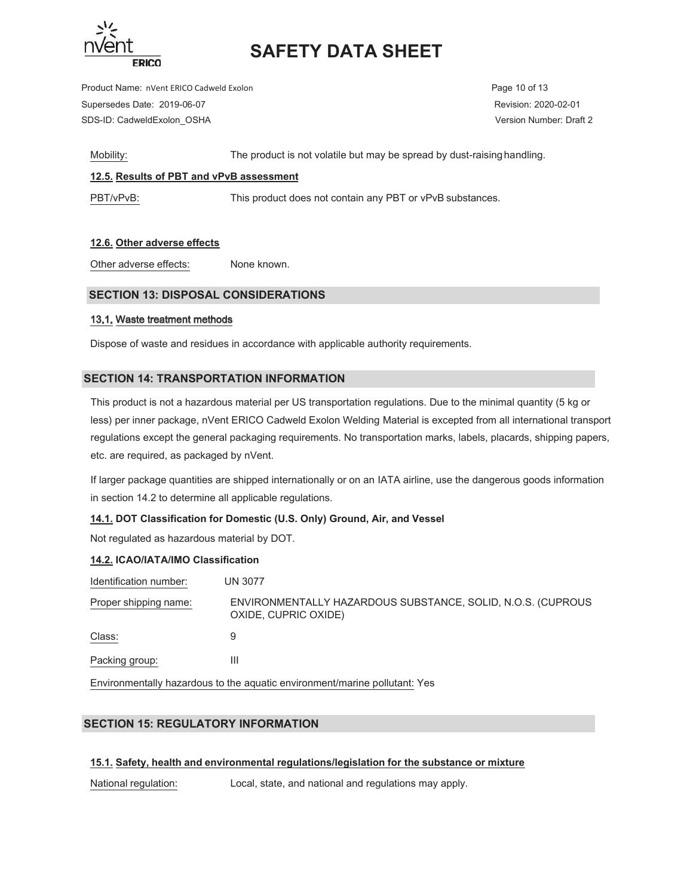Mobility: The product is not volatile but may be spread by dust-raising handling.

**12.5. Results of PBT and vPvB assessment**

PBT/vPvB: This product does not contain any PBT or vPvB substances.

**12.6. Other adverse effects**

Other adverse effects: None known.

## SECTION 13: DISPOSAL CONSIDERATIONS

**13.1. Waste treatment methods**

Dispose of waste and residues in accordance with applicable authority requirements.

## SECTION 14: TRANSPORTATION INFORMATION

This product is not a hazardous material per US transportation regulations. Due to the minimal quantity (5 kg or less) per inner package, nVent ERICO Cadweld Exolon Welding Material is excepted from all international transport regulations except the general packaging requirements. No transportation marks, labels, placards, shipping papers, etc. are required, as packaged by nVent.

If larger package quantities are shipped internationally or on an IATA airline, use the dangerous goods information in section 14.2 to determine all applicable regulations.

**14.1. DOT Classification for Domestic (U.S. Only) Ground, Air, and Vessel**

Not regulated as hazardous material by DOT.

**14.2. ICAO/IATA/IMO Classification**

Identification number: UN 3077

Proper shipping name: ENVIRONMENTALLY HAZARDOUS SUBSTANCE, SOLID, N.O.S. (CUPROUS OXIDE, CUPRIC OXIDE)

Class: 9

Packing group: III

Environmentally hazardous to the aquatic environment/marine pollutant: Yes

## SECTION 15: REGULATORY INFORMATION

**15.1. Safety, health and environmental regulations/legislation for the substance or mixture**

National regulation: Local, state, and national and regulations may apply.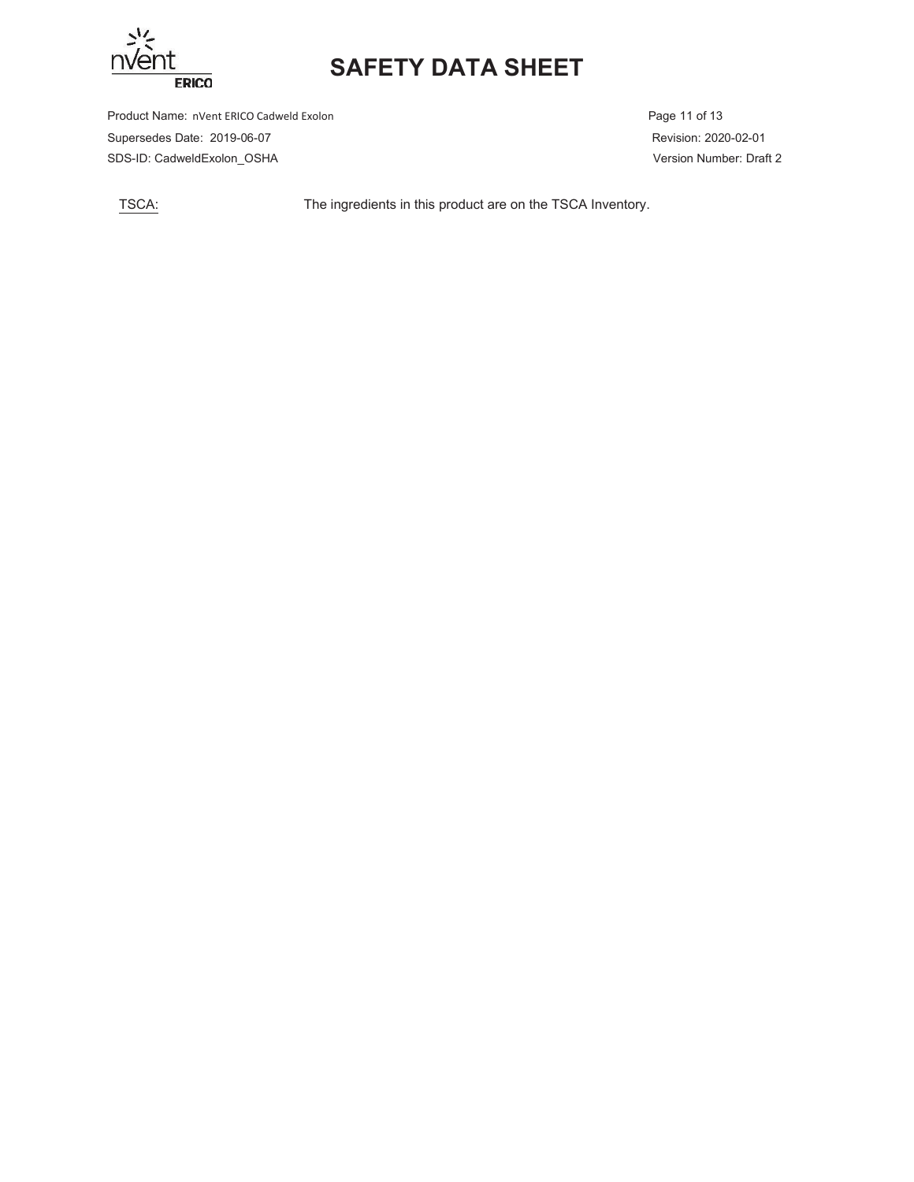TSCA: The ingredients in this product are on the TSCA Inventory.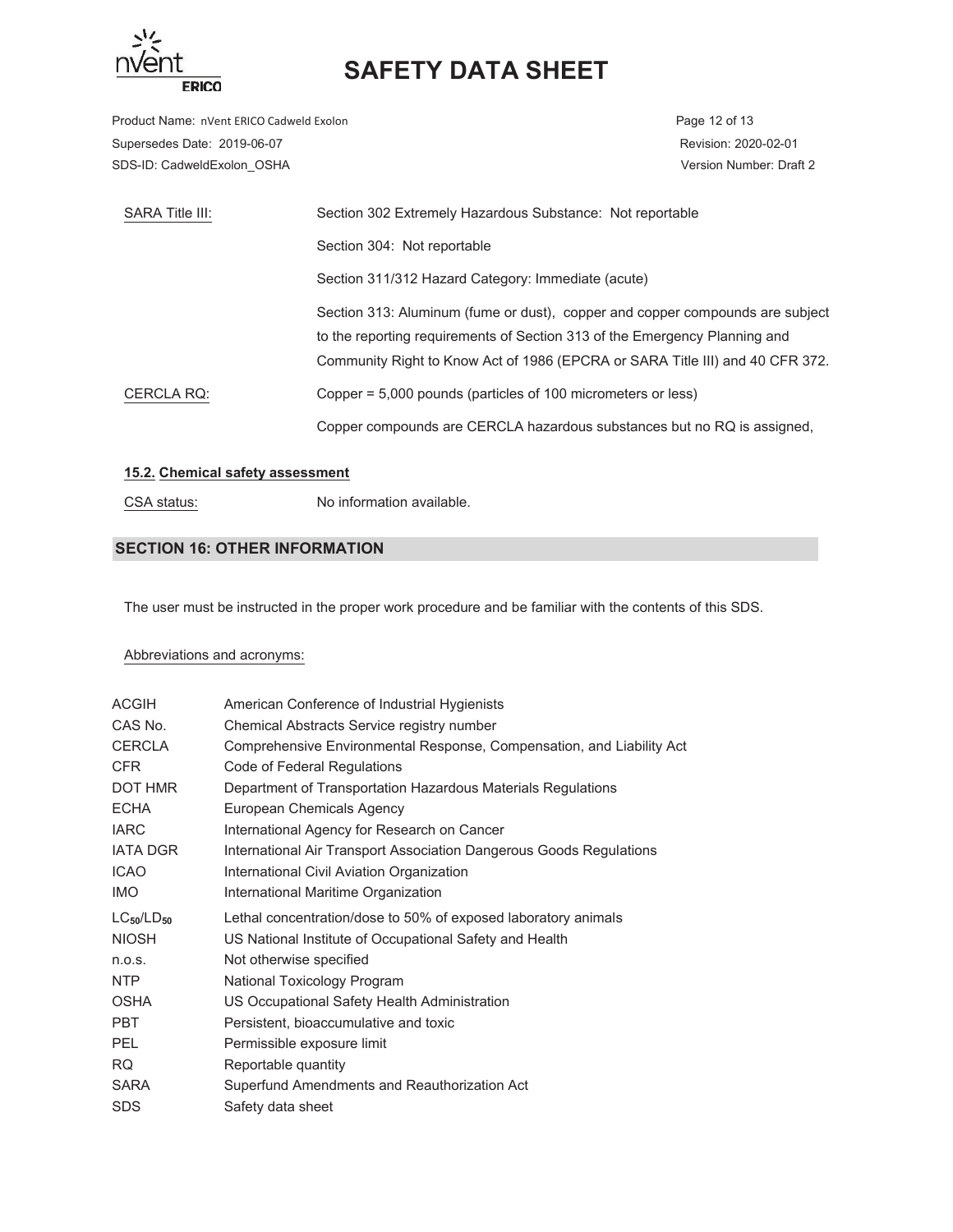| | |
|---|---|
| SARA Title III: | Section 302 Extremely Hazardous Substance: Not reportable |
| | Section 304: Not reportable |
| | Section 311/312 Hazard Category: Immediate (acute) |
| | Section 313: Aluminum (fume or dust), copper and copper compounds are subject to the reporting requirements of Section 313 of the Emergency Planning and Community Right to Know Act of 1986 (EPCRA or SARA Title III) and 40 CFR 372. |
| CERCLA RQ: | Copper = 5,000 pounds (particles of 100 micrometers or less) |
| | Copper compounds are CERCLA hazardous substances but no RQ is assigned, |

### 15.2. Chemical safety assessment

CSA status: No information available.

## SECTION 16: OTHER INFORMATION

The user must be instructed in the proper work procedure and be familiar with the contents of this SDS.

Abbreviations and acronyms:

| | |
|---|---|
| ACGIH | American Conference of Industrial Hygienists |
| CAS No. | Chemical Abstracts Service registry number |
| CERCLA | Comprehensive Environmental Response, Compensation, and Liability Act |
| CFR | Code of Federal Regulations |
| DOT HMR | Department of Transportation Hazardous Materials Regulations |
| ECHA | European Chemicals Agency |
| IARC | International Agency for Research on Cancer |
| IATA DGR | International Air Transport Association Dangerous Goods Regulations |
| ICAO | International Civil Aviation Organization |
| IMO | International Maritime Organization |
| $LC_{50}/LD_{50}$ | Lethal concentration/dose to 50% of exposed laboratory animals |
| NIOSH | US National Institute of Occupational Safety and Health |
| n.o.s. | Not otherwise specified |
| NTP | National Toxicology Program |
| OSHA | US Occupational Safety Health Administration |
| PBT | Persistent, bioaccumulative and toxic |
| PEL | Permissible exposure limit |
| RQ | Reportable quantity |
| SARA | Superfund Amendments and Reauthorization Act |
| SDS | Safety data sheet |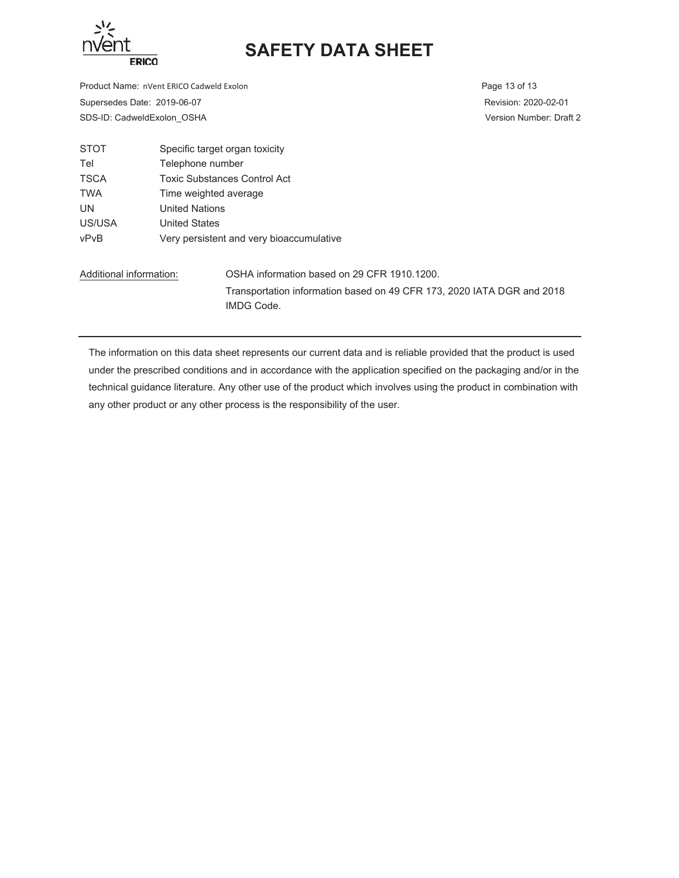| | |
|---|---|
| STOT | Specific target organ toxicity |
| Tel | Telephone number |
| TSCA | Toxic Substances Control Act |
| TWA | Time weighted average |
| UN | United Nations |
| US/USA | United States |
| vPvB | Very persistent and very bioaccumulative |

Additional information: OSHA information based on 29 CFR 1910.1200.

Transportation information based on 49 CFR 173, 2020 IATA DGR and 2018 IMDG Code.

---

The information on this data sheet represents our current data and is reliable provided that the product is used under the prescribed conditions and in accordance with the application specified on the packaging and/or in the technical guidance literature. Any other use of the product which involves using the product in combination with any other product or any other process is the responsibility of the user.